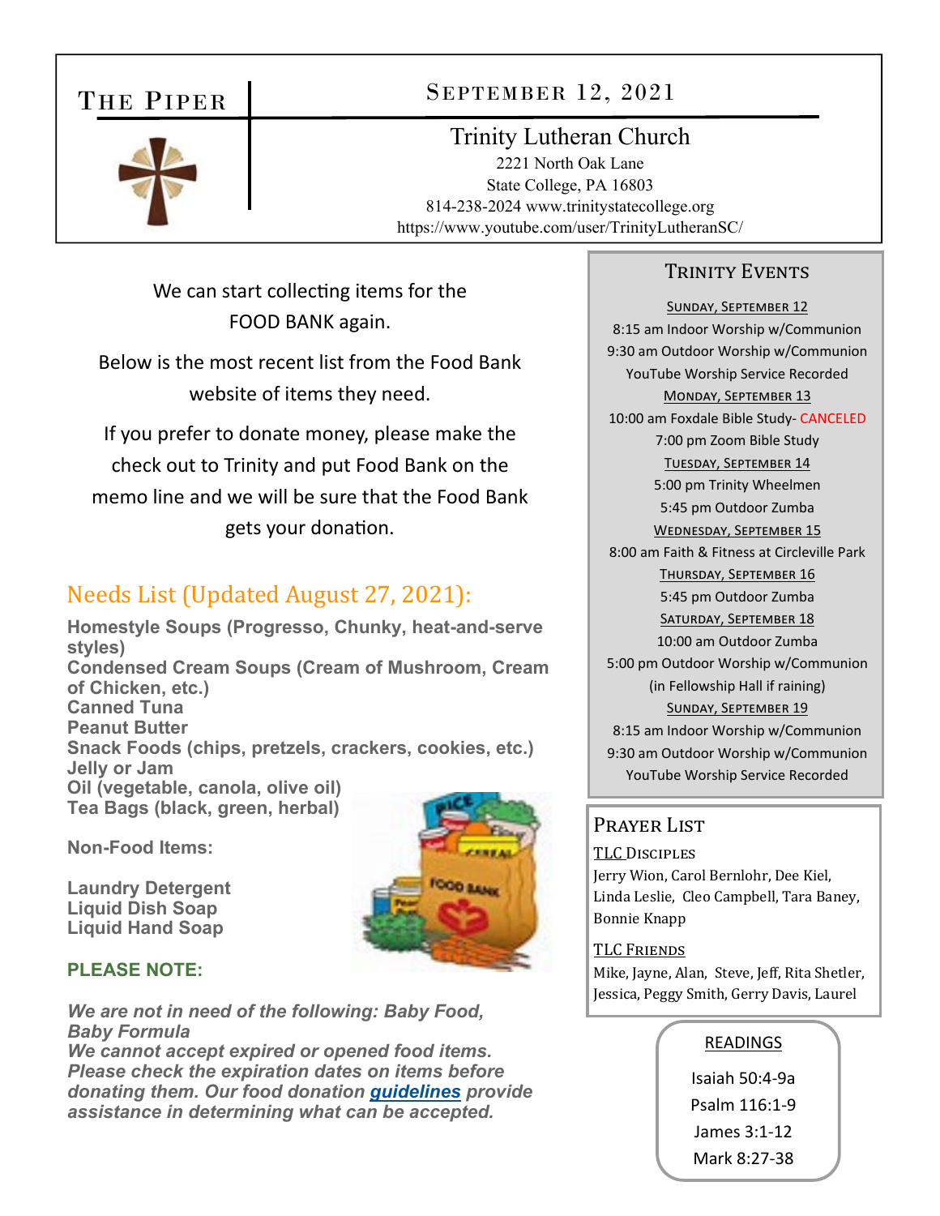# The Piper

## September 12, 2021

**Trinity Lutheran Church**
2221 North Oak Lane
State College, PA 16803
814-238-2024 www.trinitystatecollege.org
https://www.youtube.com/user/TrinityLutheranSC/

We can start collecting items for the FOOD BANK again.

Below is the most recent list from the Food Bank website of items they need.

If you prefer to donate money, please make the check out to Trinity and put Food Bank on the memo line and we will be sure that the Food Bank gets your donation.

## Needs List (Updated August 27, 2021):

**Homestyle Soups (Progresso, Chunky, heat-and-serve styles)**
**Condensed Cream Soups (Cream of Mushroom, Cream of Chicken, etc.)**
**Canned Tuna**
**Peanut Butter**
**Snack Foods (chips, pretzels, crackers, cookies, etc.)**
**Jelly or Jam**
**Oil (vegetable, canola, olive oil)**
**Tea Bags (black, green, herbal)**

**Non-Food Items:**

**Laundry Detergent**
**Liquid Dish Soap**
**Liquid Hand Soap**

**PLEASE NOTE:**

***We are not in need of the following: Baby Food, Baby Formula***
***We cannot accept expired or opened food items. Please check the expiration dates on items before donating them. Our food donation guidelines provide assistance in determining what can be accepted.***

## Trinity Events

**Sunday, September 12**
8:15 am Indoor Worship w/Communion
9:30 am Outdoor Worship w/Communion
YouTube Worship Service Recorded

**Monday, September 13**
10:00 am Foxdale Bible Study- CANCELED
7:00 pm Zoom Bible Study

**Tuesday, September 14**
5:00 pm Trinity Wheelmen
5:45 pm Outdoor Zumba

**Wednesday, September 15**
8:00 am Faith & Fitness at Circleville Park

**Thursday, September 16**
5:45 pm Outdoor Zumba

**Saturday, September 18**
10:00 am Outdoor Zumba
5:00 pm Outdoor Worship w/Communion (in Fellowship Hall if raining)

**Sunday, September 19**
8:15 am Indoor Worship w/Communion
9:30 am Outdoor Worship w/Communion
YouTube Worship Service Recorded

## Prayer List

**TLC Disciples**
Jerry Wion, Carol Bernlohr, Dee Kiel, Linda Leslie, Cleo Campbell, Tara Baney, Bonnie Knapp

**TLC Friends**
Mike, Jayne, Alan, Steve, Jeff, Rita Shetler, Jessica, Peggy Smith, Gerry Davis, Laurel

## Readings

Isaiah 50:4-9a
Psalm 116:1-9
James 3:1-12
Mark 8:27-38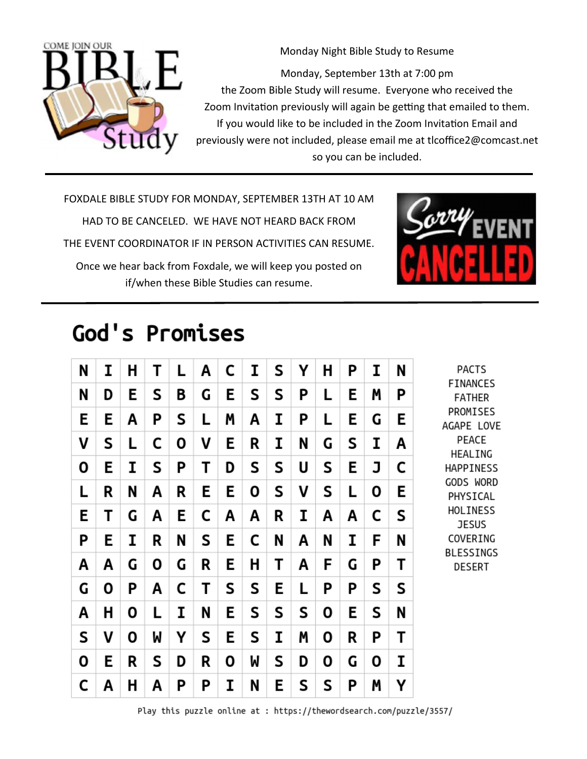Monday Night Bible Study to Resume

Monday, September 13th at 7:00 pm the Zoom Bible Study will resume. Everyone who received the Zoom Invitation previously will again be getting that emailed to them. If you would like to be included in the Zoom Invitation Email and previously were not included, please email me at tlcoffice2@comcast.net so you can be included.

---

FOXDALE BIBLE STUDY FOR MONDAY, SEPTEMBER 13TH AT 10 AM HAD TO BE CANCELED. WE HAVE NOT HEARD BACK FROM THE EVENT COORDINATOR IF IN PERSON ACTIVITIES CAN RESUME.

Once we hear back from Foxdale, we will keep you posted on if/when these Bible Studies can resume.

---

## God's Promises

| | | | | | | | | | | | | | |
|---|---|---|---|---|---|---|---|---|---|---|---|---|---|
| N | I | H | T | L | A | C | I | S | Y | H | P | I | N |
| N | D | E | S | B | G | E | S | S | P | L | E | M | P |
| E | E | A | P | S | L | M | A | I | P | L | E | G | E |
| V | S | L | C | O | V | E | R | I | N | G | S | I | A |
| O | E | I | S | P | T | D | S | S | U | S | E | J | C |
| L | R | N | A | R | E | E | O | S | V | S | L | O | E |
| E | T | G | A | E | C | A | A | R | I | A | A | C | S |
| P | E | I | R | N | S | E | C | N | A | N | I | F | N |
| A | A | G | O | G | R | E | H | T | A | F | G | P | T |
| G | O | P | A | C | T | S | S | E | L | P | P | S | S |
| A | H | O | L | I | N | E | S | S | S | O | E | S | N |
| S | V | O | W | Y | S | E | S | I | M | O | R | P | T |
| O | E | R | S | D | R | O | W | S | D | O | G | O | I |
| C | A | H | A | P | P | I | N | E | S | S | P | M | Y |

PACTS
FINANCES
FATHER
PROMISES
AGAPE LOVE
PEACE
HEALING
HAPPINESS
GODS WORD
PHYSICAL
HOLINESS
JESUS
COVERING
BLESSINGS
DESERT

Play this puzzle online at : https://thewordsearch.com/puzzle/3557/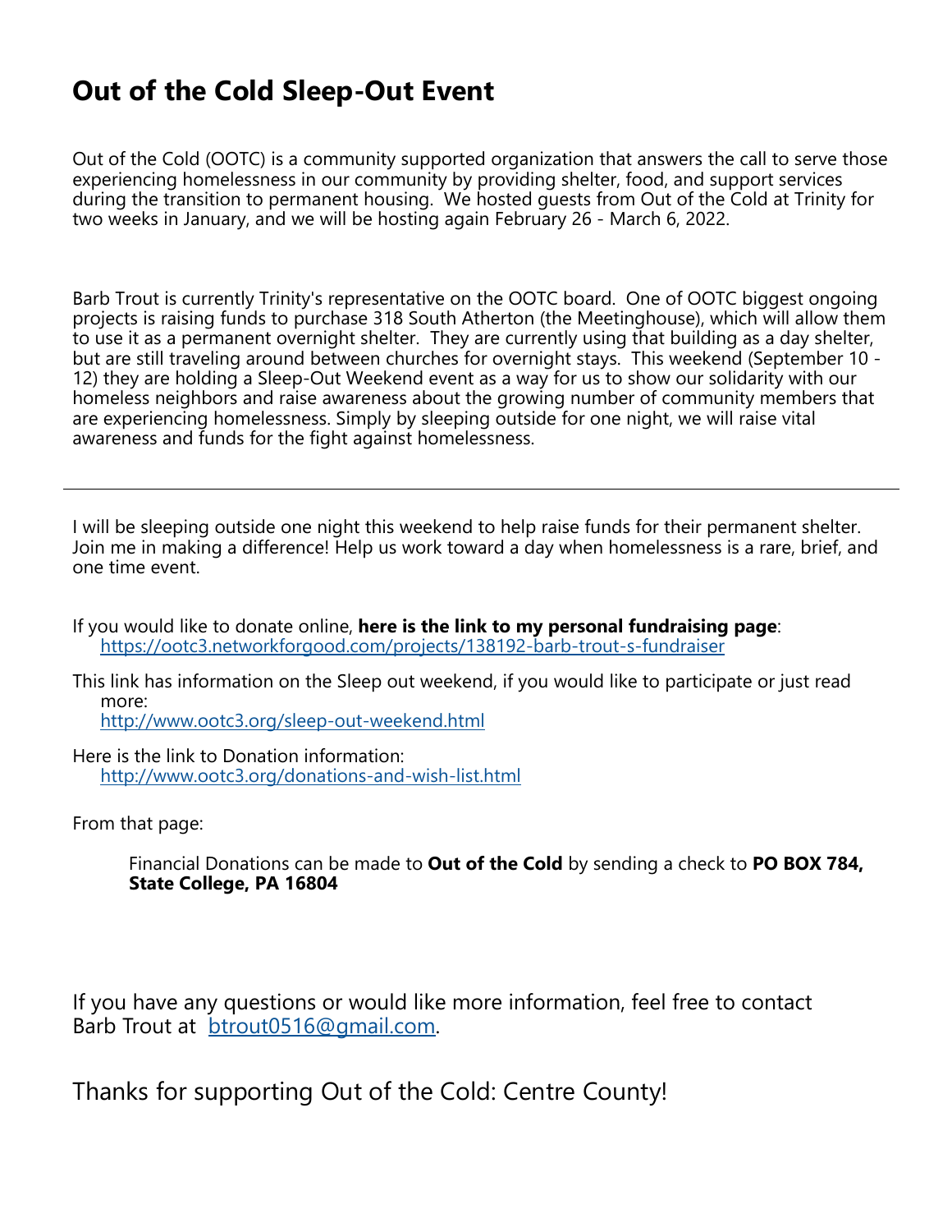# Out of the Cold Sleep-Out Event

Out of the Cold (OOTC) is a community supported organization that answers the call to serve those experiencing homelessness in our community by providing shelter, food, and support services during the transition to permanent housing. We hosted guests from Out of the Cold at Trinity for two weeks in January, and we will be hosting again February 26 - March 6, 2022.

Barb Trout is currently Trinity's representative on the OOTC board. One of OOTC biggest ongoing projects is raising funds to purchase 318 South Atherton (the Meetinghouse), which will allow them to use it as a permanent overnight shelter. They are currently using that building as a day shelter, but are still traveling around between churches for overnight stays. This weekend (September 10 - 12) they are holding a Sleep-Out Weekend event as a way for us to show our solidarity with our homeless neighbors and raise awareness about the growing number of community members that are experiencing homelessness. Simply by sleeping outside for one night, we will raise vital awareness and funds for the fight against homelessness.

---

I will be sleeping outside one night this weekend to help raise funds for their permanent shelter. Join me in making a difference! Help us work toward a day when homelessness is a rare, brief, and one time event.

If you would like to donate online, **here is the link to my personal fundraising page**:
https://ootc3.networkforgood.com/projects/138192-barb-trout-s-fundraiser

This link has information on the Sleep out weekend, if you would like to participate or just read more:
http://www.ootc3.org/sleep-out-weekend.html

Here is the link to Donation information:
http://www.ootc3.org/donations-and-wish-list.html

From that page:

> Financial Donations can be made to **Out of the Cold** by sending a check to **PO BOX 784, State College, PA 16804**

If you have any questions or would like more information, feel free to contact Barb Trout at btrout0516@gmail.com.

Thanks for supporting Out of the Cold: Centre County!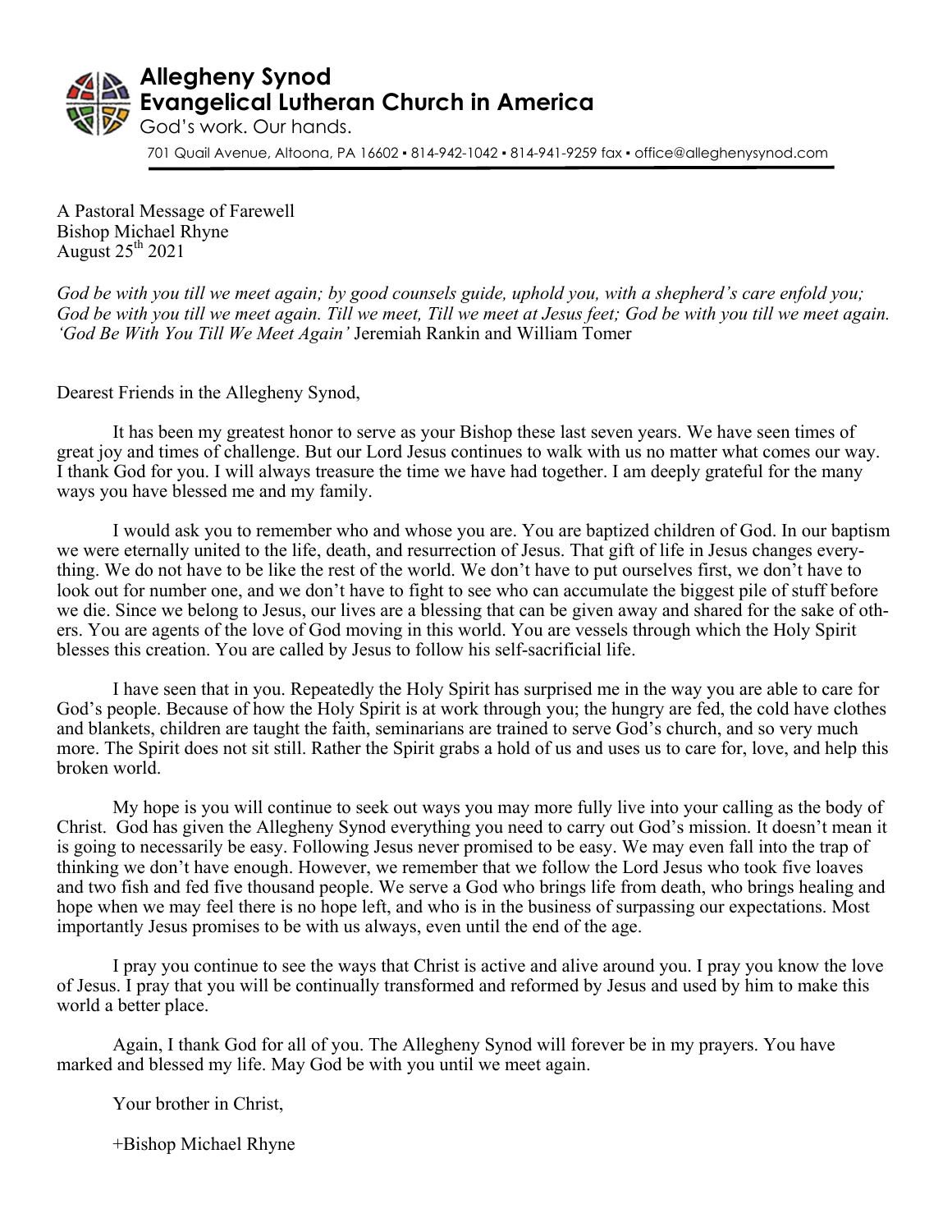# Allegheny Synod
# Evangelical Lutheran Church in America

God's work. Our hands.

701 Quail Avenue, Altoona, PA 16602 ▪ 814-942-1042 ▪ 814-941-9259 fax ▪ office@alleghenysynod.com

A Pastoral Message of Farewell
Bishop Michael Rhyne
August 25th 2021

*God be with you till we meet again; by good counsels guide, uphold you, with a shepherd's care enfold you; God be with you till we meet again. Till we meet, Till we meet at Jesus feet; God be with you till we meet again. 'God Be With You Till We Meet Again'* Jeremiah Rankin and William Tomer

Dearest Friends in the Allegheny Synod,

It has been my greatest honor to serve as your Bishop these last seven years. We have seen times of great joy and times of challenge. But our Lord Jesus continues to walk with us no matter what comes our way. I thank God for you. I will always treasure the time we have had together. I am deeply grateful for the many ways you have blessed me and my family.

I would ask you to remember who and whose you are. You are baptized children of God. In our baptism we were eternally united to the life, death, and resurrection of Jesus. That gift of life in Jesus changes everything. We do not have to be like the rest of the world. We don't have to put ourselves first, we don't have to look out for number one, and we don't have to fight to see who can accumulate the biggest pile of stuff before we die. Since we belong to Jesus, our lives are a blessing that can be given away and shared for the sake of others. You are agents of the love of God moving in this world. You are vessels through which the Holy Spirit blesses this creation. You are called by Jesus to follow his self-sacrificial life.

I have seen that in you. Repeatedly the Holy Spirit has surprised me in the way you are able to care for God's people. Because of how the Holy Spirit is at work through you; the hungry are fed, the cold have clothes and blankets, children are taught the faith, seminarians are trained to serve God's church, and so very much more. The Spirit does not sit still. Rather the Spirit grabs a hold of us and uses us to care for, love, and help this broken world.

My hope is you will continue to seek out ways you may more fully live into your calling as the body of Christ. God has given the Allegheny Synod everything you need to carry out God's mission. It doesn't mean it is going to necessarily be easy. Following Jesus never promised to be easy. We may even fall into the trap of thinking we don't have enough. However, we remember that we follow the Lord Jesus who took five loaves and two fish and fed five thousand people. We serve a God who brings life from death, who brings healing and hope when we may feel there is no hope left, and who is in the business of surpassing our expectations. Most importantly Jesus promises to be with us always, even until the end of the age.

I pray you continue to see the ways that Christ is active and alive around you. I pray you know the love of Jesus. I pray that you will be continually transformed and reformed by Jesus and used by him to make this world a better place.

Again, I thank God for all of you. The Allegheny Synod will forever be in my prayers. You have marked and blessed my life. May God be with you until we meet again.

Your brother in Christ,

+Bishop Michael Rhyne